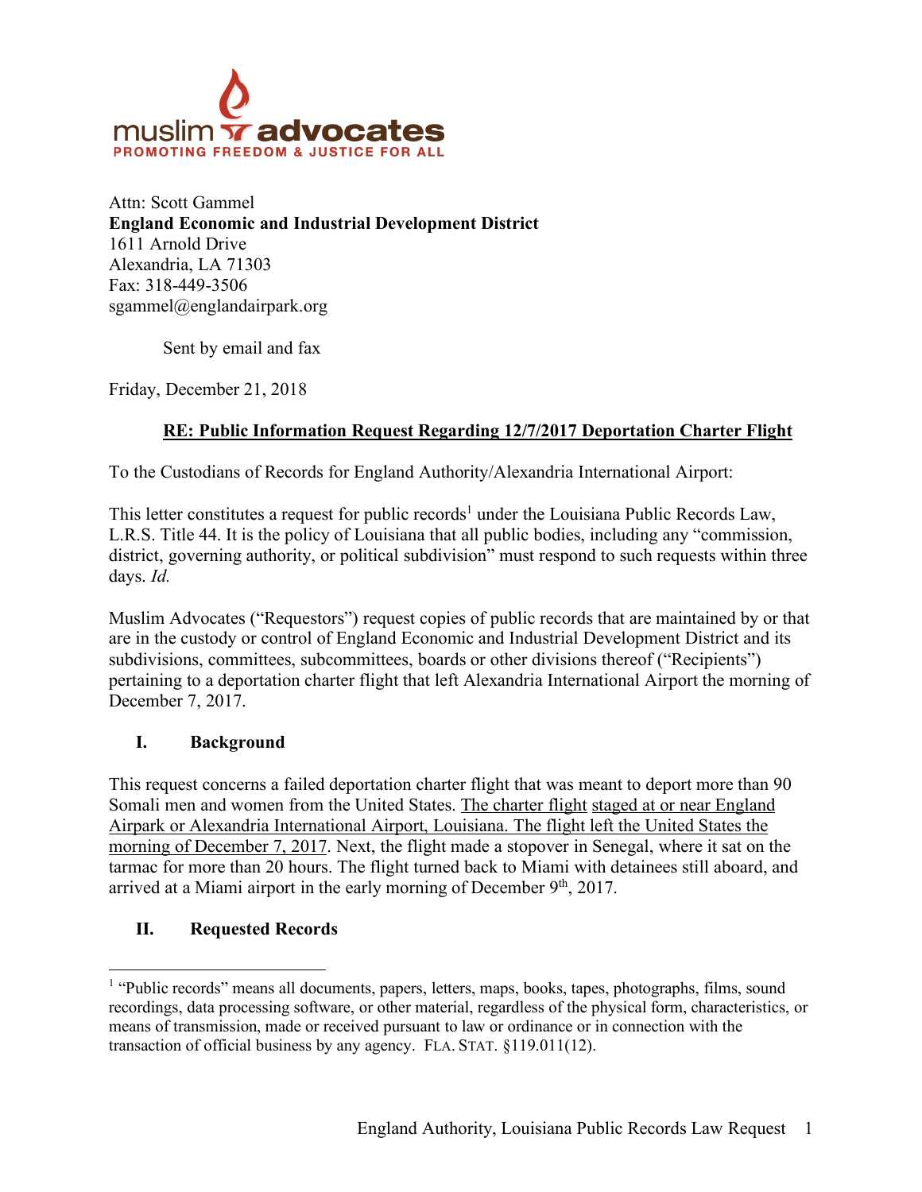muslim advocates
PROMOTING FREEDOM & JUSTICE FOR ALL

Attn: Scott Gammel
**England Economic and Industrial Development District**
1611 Arnold Drive
Alexandria, LA 71303
Fax: 318-449-3506
sgammel@englandairpark.org

Sent by email and fax

Friday, December 21, 2018

**RE: Public Information Request Regarding 12/7/2017 Deportation Charter Flight**

To the Custodians of Records for England Authority/Alexandria International Airport:

This letter constitutes a request for public records[1] under the Louisiana Public Records Law, L.R.S. Title 44. It is the policy of Louisiana that all public bodies, including any "commission, district, governing authority, or political subdivision" must respond to such requests within three days. *Id.*

Muslim Advocates ("Requestors") request copies of public records that are maintained by or that are in the custody or control of England Economic and Industrial Development District and its subdivisions, committees, subcommittees, boards or other divisions thereof ("Recipients") pertaining to a deportation charter flight that left Alexandria International Airport the morning of December 7, 2017.

## I. Background

This request concerns a failed deportation charter flight that was meant to deport more than 90 Somali men and women from the United States. The charter flight staged at or near England Airpark or Alexandria International Airport, Louisiana. The flight left the United States the morning of December 7, 2017. Next, the flight made a stopover in Senegal, where it sat on the tarmac for more than 20 hours. The flight turned back to Miami with detainees still aboard, and arrived at a Miami airport in the early morning of December 9th, 2017.

## II. Requested Records

[1] "Public records" means all documents, papers, letters, maps, books, tapes, photographs, films, sound recordings, data processing software, or other material, regardless of the physical form, characteristics, or means of transmission, made or received pursuant to law or ordinance or in connection with the transaction of official business by any agency. FLA. STAT. §119.011(12).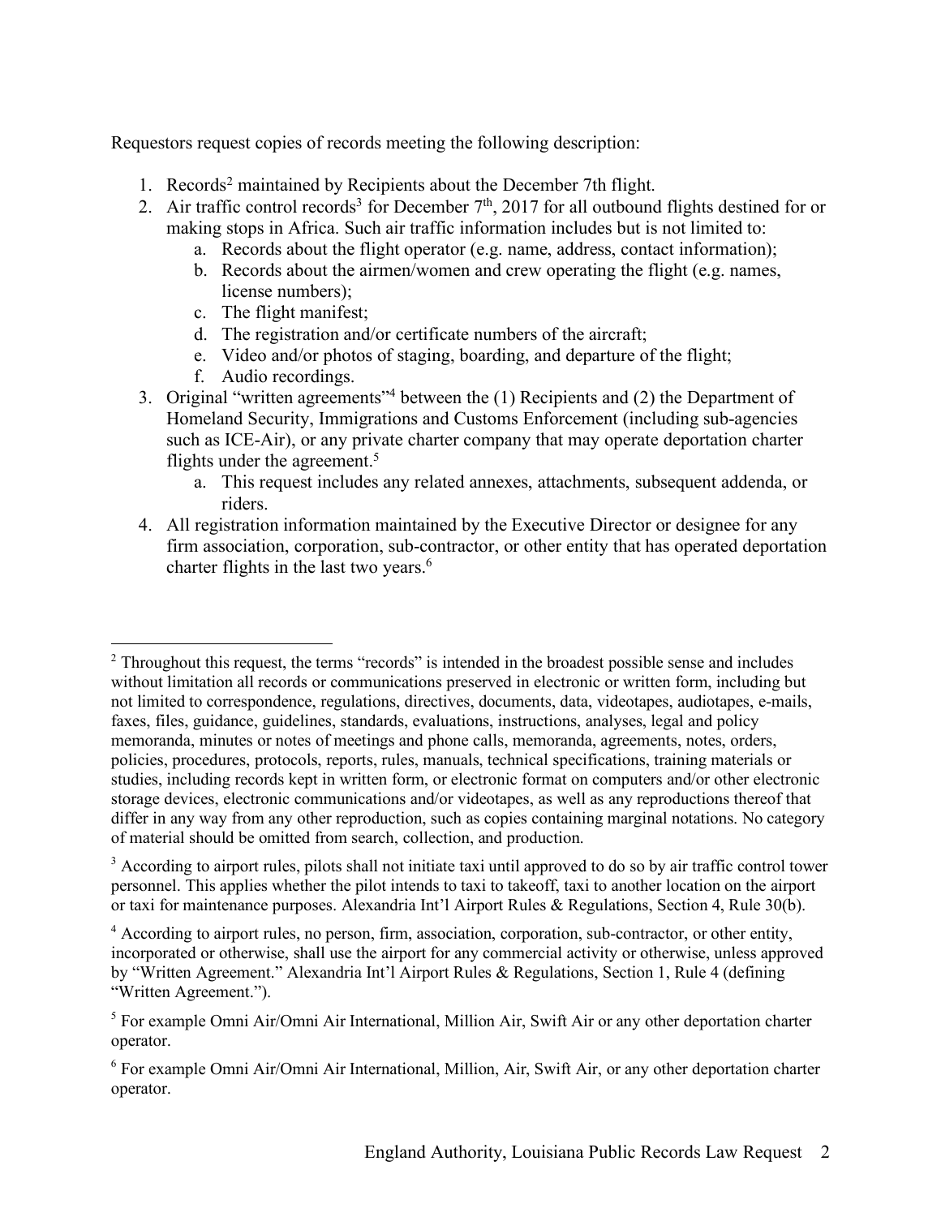Requestors request copies of records meeting the following description:

1. Records[2] maintained by Recipients about the December 7th flight.
2. Air traffic control records[3] for December 7th, 2017 for all outbound flights destined for or making stops in Africa. Such air traffic information includes but is not limited to:
   a. Records about the flight operator (e.g. name, address, contact information);
   b. Records about the airmen/women and crew operating the flight (e.g. names, license numbers);
   c. The flight manifest;
   d. The registration and/or certificate numbers of the aircraft;
   e. Video and/or photos of staging, boarding, and departure of the flight;
   f. Audio recordings.
3. Original "written agreements"[4] between the (1) Recipients and (2) the Department of Homeland Security, Immigrations and Customs Enforcement (including sub-agencies such as ICE-Air), or any private charter company that may operate deportation charter flights under the agreement.[5]
   a. This request includes any related annexes, attachments, subsequent addenda, or riders.
4. All registration information maintained by the Executive Director or designee for any firm association, corporation, sub-contractor, or other entity that has operated deportation charter flights in the last two years.[6]

---

[2] Throughout this request, the terms "records" is intended in the broadest possible sense and includes without limitation all records or communications preserved in electronic or written form, including but not limited to correspondence, regulations, directives, documents, data, videotapes, audiotapes, e-mails, faxes, files, guidance, guidelines, standards, evaluations, instructions, analyses, legal and policy memoranda, minutes or notes of meetings and phone calls, memoranda, agreements, notes, orders, policies, procedures, protocols, reports, rules, manuals, technical specifications, training materials or studies, including records kept in written form, or electronic format on computers and/or other electronic storage devices, electronic communications and/or videotapes, as well as any reproductions thereof that differ in any way from any other reproduction, such as copies containing marginal notations. No category of material should be omitted from search, collection, and production.

[3] According to airport rules, pilots shall not initiate taxi until approved to do so by air traffic control tower personnel. This applies whether the pilot intends to taxi to takeoff, taxi to another location on the airport or taxi for maintenance purposes. Alexandria Int'l Airport Rules & Regulations, Section 4, Rule 30(b).

[4] According to airport rules, no person, firm, association, corporation, sub-contractor, or other entity, incorporated or otherwise, shall use the airport for any commercial activity or otherwise, unless approved by "Written Agreement." Alexandria Int'l Airport Rules & Regulations, Section 1, Rule 4 (defining "Written Agreement.").

[5] For example Omni Air/Omni Air International, Million Air, Swift Air or any other deportation charter operator.

[6] For example Omni Air/Omni Air International, Million, Air, Swift Air, or any other deportation charter operator.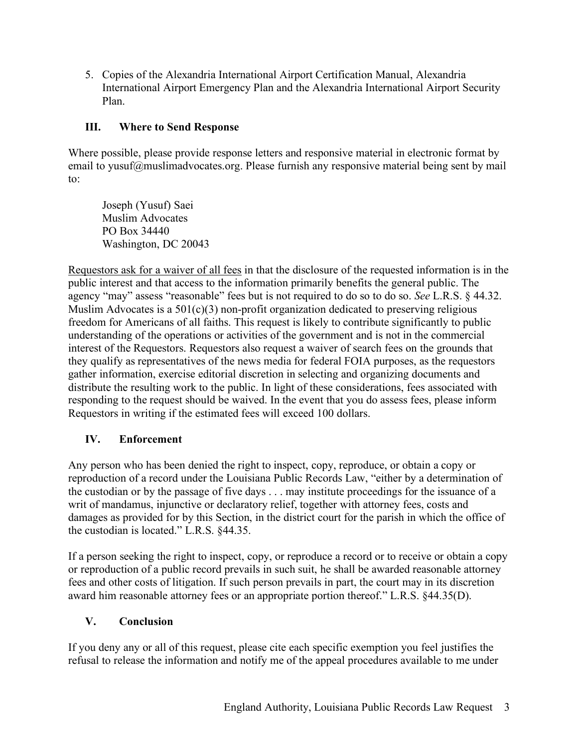5. Copies of the Alexandria International Airport Certification Manual, Alexandria International Airport Emergency Plan and the Alexandria International Airport Security Plan.

## III. Where to Send Response

Where possible, please provide response letters and responsive material in electronic format by email to yusuf@muslimadvocates.org. Please furnish any responsive material being sent by mail to:

Joseph (Yusuf) Saei
Muslim Advocates
PO Box 34440
Washington, DC 20043

Requestors ask for a waiver of all fees in that the disclosure of the requested information is in the public interest and that access to the information primarily benefits the general public. The agency "may" assess "reasonable" fees but is not required to do so to do so. *See* L.R.S. § 44.32. Muslim Advocates is a 501(c)(3) non-profit organization dedicated to preserving religious freedom for Americans of all faiths. This request is likely to contribute significantly to public understanding of the operations or activities of the government and is not in the commercial interest of the Requestors. Requestors also request a waiver of search fees on the grounds that they qualify as representatives of the news media for federal FOIA purposes, as the requestors gather information, exercise editorial discretion in selecting and organizing documents and distribute the resulting work to the public. In light of these considerations, fees associated with responding to the request should be waived. In the event that you do assess fees, please inform Requestors in writing if the estimated fees will exceed 100 dollars.

## IV. Enforcement

Any person who has been denied the right to inspect, copy, reproduce, or obtain a copy or reproduction of a record under the Louisiana Public Records Law, "either by a determination of the custodian or by the passage of five days . . . may institute proceedings for the issuance of a writ of mandamus, injunctive or declaratory relief, together with attorney fees, costs and damages as provided for by this Section, in the district court for the parish in which the office of the custodian is located." L.R.S. §44.35.

If a person seeking the right to inspect, copy, or reproduce a record or to receive or obtain a copy or reproduction of a public record prevails in such suit, he shall be awarded reasonable attorney fees and other costs of litigation. If such person prevails in part, the court may in its discretion award him reasonable attorney fees or an appropriate portion thereof." L.R.S. §44.35(D).

## V. Conclusion

If you deny any or all of this request, please cite each specific exemption you feel justifies the refusal to release the information and notify me of the appeal procedures available to me under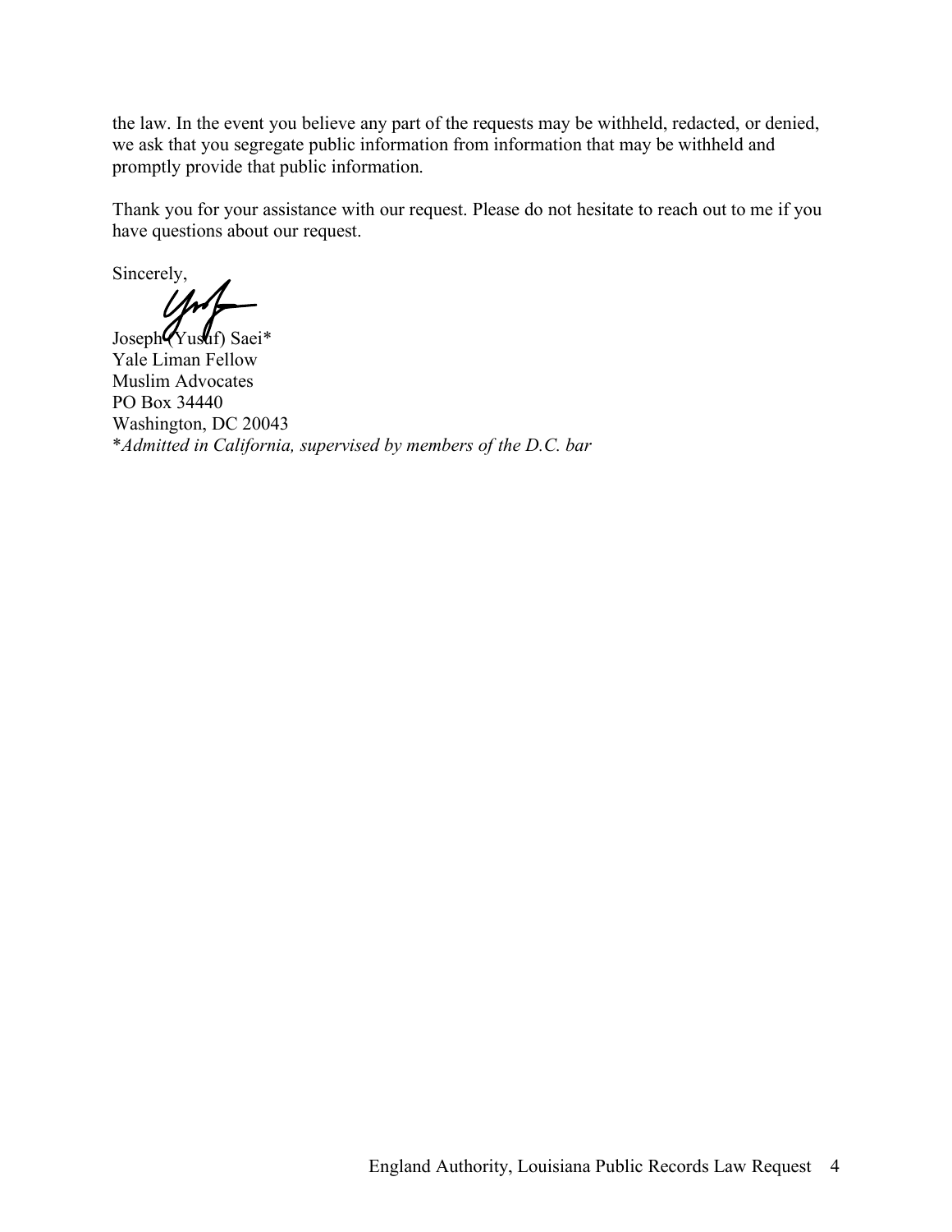the law. In the event you believe any part of the requests may be withheld, redacted, or denied, we ask that you segregate public information from information that may be withheld and promptly provide that public information.

Thank you for your assistance with our request. Please do not hesitate to reach out to me if you have questions about our request.

Sincerely,

Joseph (Yusuf) Saei*
Yale Liman Fellow
Muslim Advocates
PO Box 34440
Washington, DC 20043
**Admitted in California, supervised by members of the D.C. bar*